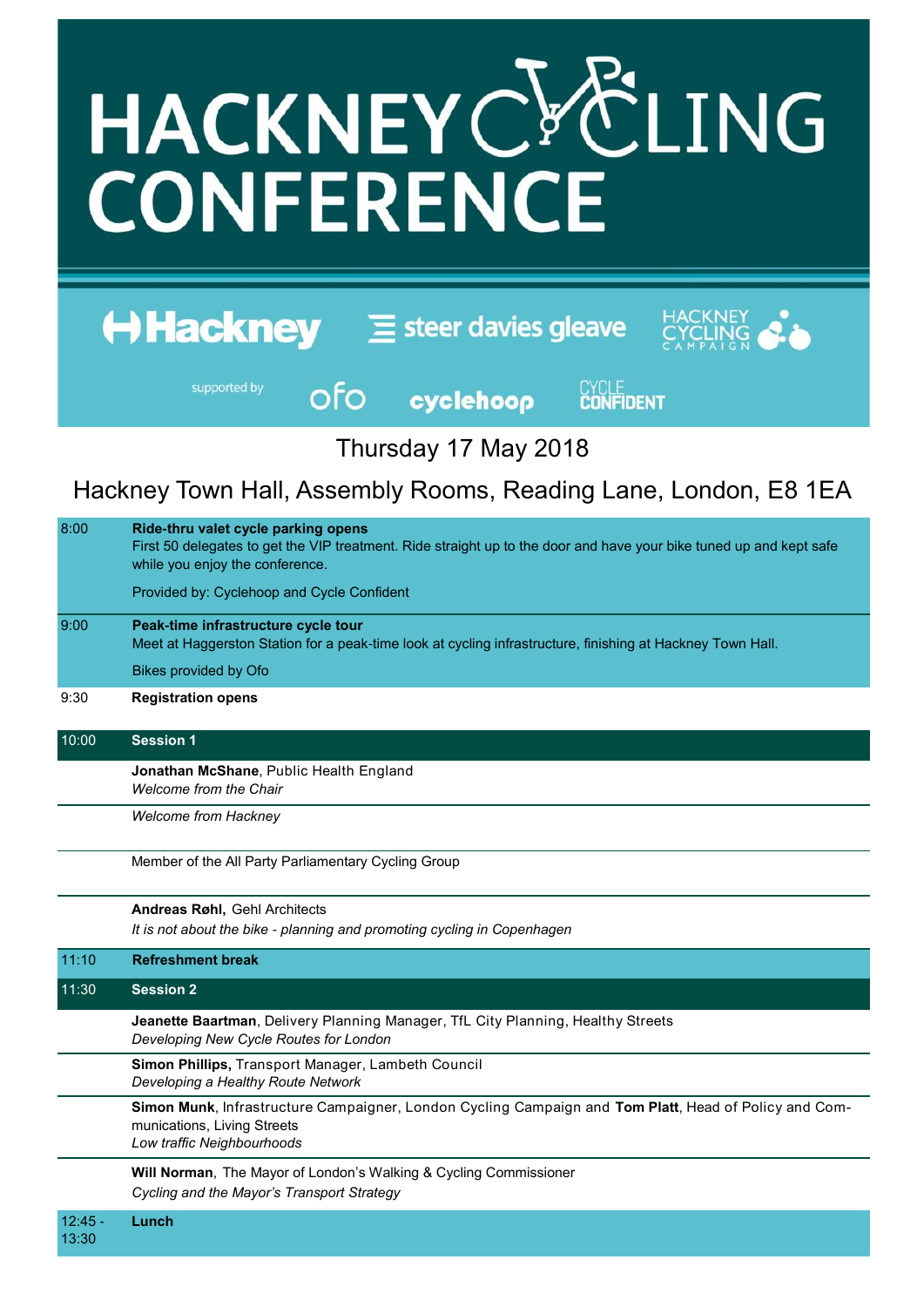# HACKNEY CYCLING CONFERENCE

Hackney | steer davies gleave | Hackney Cycling Campaign

supported by ofo | cyclehoop | Cycle Confident

## Thursday 17 May 2018

## Hackney Town Hall, Assembly Rooms, Reading Lane, London, E8 1EA

| Time | Programme |
|---|---|
| 8:00 | **Ride-thru valet cycle parking opens**<br>First 50 delegates to get the VIP treatment. Ride straight up to the door and have your bike tuned up and kept safe while you enjoy the conference.<br>Provided by: Cyclehoop and Cycle Confident |
| 9:00 | **Peak-time infrastructure cycle tour**<br>Meet at Haggerston Station for a peak-time look at cycling infrastructure, finishing at Hackney Town Hall.<br>Bikes provided by Ofo |
| 9:30 | **Registration opens** |
| 10:00 | **Session 1** |
| | **Jonathan McShane**, Public Health England<br>*Welcome from the Chair* |
| | *Welcome from Hackney* |
| | Member of the All Party Parliamentary Cycling Group |
| | **Andreas Røhl,** Gehl Architects<br>*It is not about the bike - planning and promoting cycling in Copenhagen* |
| 11:10 | **Refreshment break** |
| 11:30 | **Session 2** |
| | **Jeanette Baartman**, Delivery Planning Manager, TfL City Planning, Healthy Streets<br>*Developing New Cycle Routes for London* |
| | **Simon Phillips,** Transport Manager, Lambeth Council<br>*Developing a Healthy Route Network* |
| | **Simon Munk**, Infrastructure Campaigner, London Cycling Campaign and **Tom Platt**, Head of Policy and Communications, Living Streets<br>*Low traffic Neighbourhoods* |
| | **Will Norman**, The Mayor of London's Walking & Cycling Commissioner<br>*Cycling and the Mayor's Transport Strategy* |
| 12:45 - 13:30 | **Lunch** |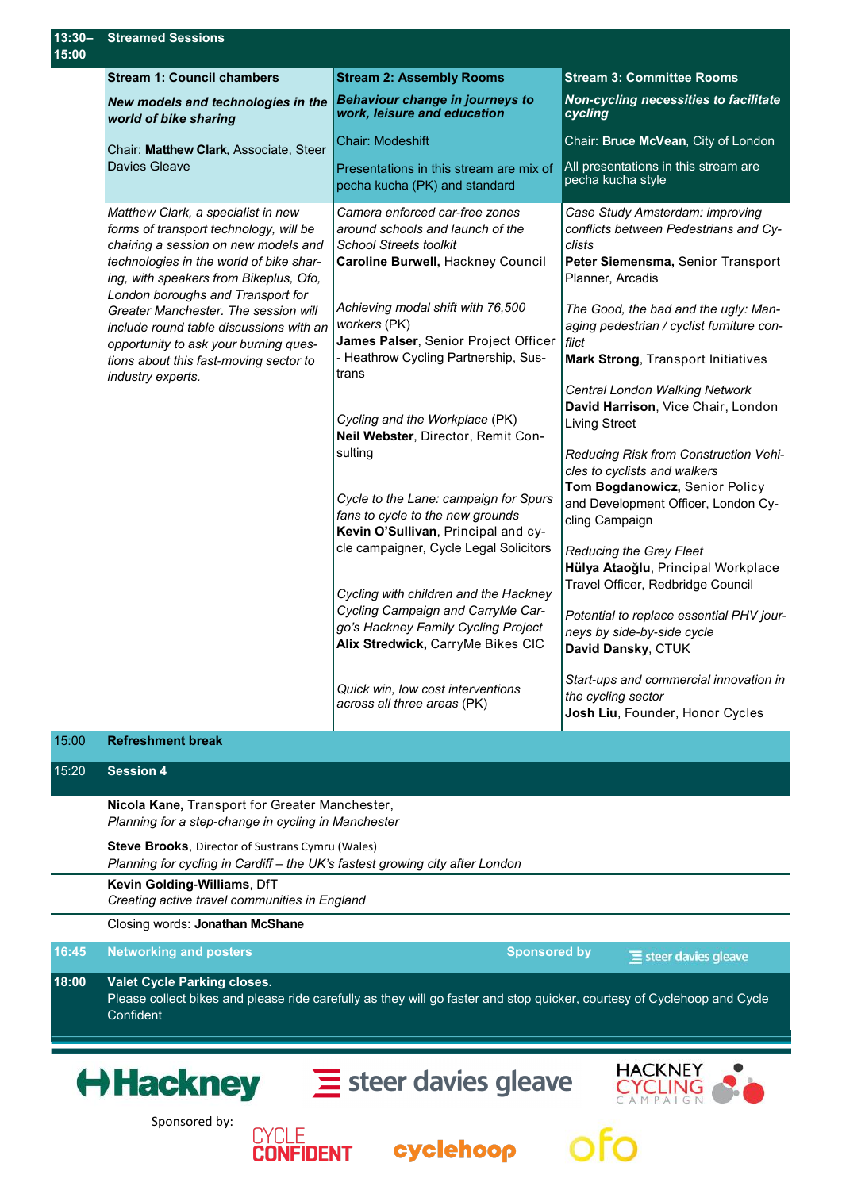**13:30–15:00 Streamed Sessions**

| Stream 1: Council chambers | Stream 2: Assembly Rooms | Stream 3: Committee Rooms |
|---|---|---|
| ***New models and technologies in the world of bike sharing*** | ***Behaviour change in journeys to work, leisure and education*** | ***Non-cycling necessities to facilitate cycling*** |
| Chair: **Matthew Clark**, Associate, Steer Davies Gleave | Chair: Modeshift<br>Presentations in this stream are mix of pecha kucha (PK) and standard | Chair: **Bruce McVean**, City of London<br>All presentations in this stream are pecha kucha style |
| *Matthew Clark, a specialist in new forms of transport technology, will be chairing a session on new models and technologies in the world of bike sharing, with speakers from Bikeplus, Ofo, London boroughs and Transport for Greater Manchester. The session will include round table discussions with an opportunity to ask your burning questions about this fast-moving sector to industry experts.* | *Camera enforced car-free zones around schools and launch of the School Streets toolkit*<br>**Caroline Burwell**, Hackney Council<br><br>*Achieving modal shift with 76,500 workers* (PK)<br>**James Palser**, Senior Project Officer - Heathrow Cycling Partnership, Sustrans<br><br>*Cycling and the Workplace* (PK)<br>**Neil Webster**, Director, Remit Consulting<br><br>*Cycle to the Lane: campaign for Spurs fans to cycle to the new grounds*<br>**Kevin O'Sullivan**, Principal and cycle campaigner, Cycle Legal Solicitors<br><br>*Cycling with children and the Hackney Cycling Campaign and CarryMe Cargo's Hackney Family Cycling Project*<br>**Alix Stredwick,** CarryMe Bikes CIC<br><br>*Quick win, low cost interventions across all three areas* (PK) | *Case Study Amsterdam: improving conflicts between Pedestrians and Cyclists*<br>**Peter Siemensma,** Senior Transport Planner, Arcadis<br><br>*The Good, the bad and the ugly: Managing pedestrian / cyclist furniture conflict*<br>**Mark Strong**, Transport Initiatives<br><br>*Central London Walking Network*<br>**David Harrison**, Vice Chair, London Living Street<br><br>*Reducing Risk from Construction Vehicles to cyclists and walkers*<br>**Tom Bogdanowicz,** Senior Policy and Development Officer, London Cycling Campaign<br><br>*Reducing the Grey Fleet*<br>**Hülya Ataoğlu**, Principal Workplace Travel Officer, Redbridge Council<br><br>*Potential to replace essential PHV journeys by side-by-side cycle*<br>**David Dansky**, CTUK<br><br>*Start-ups and commercial innovation in the cycling sector*<br>**Josh Liu**, Founder, Honor Cycles |

**15:00 Refreshment break**

**15:20 Session 4**

**Nicola Kane,** Transport for Greater Manchester,
*Planning for a step-change in cycling in Manchester*

**Steve Brooks**, Director of Sustrans Cymru (Wales)
*Planning for cycling in Cardiff – the UK's fastest growing city after London*

**Kevin Golding-Williams**, DfT
*Creating active travel communities in England*

Closing words: **Jonathan McShane**

**16:45 Networking and posters** — **Sponsored by** steer davies gleave

**18:00 Valet Cycle Parking closes.**
Please collect bikes and please ride carefully as they will go faster and stop quicker, courtesy of Cyclehoop and Cycle Confident

Hackney · steer davies gleave · Hackney Cycling Campaign

Sponsored by: Cycle Confident · cyclehoop · ofo